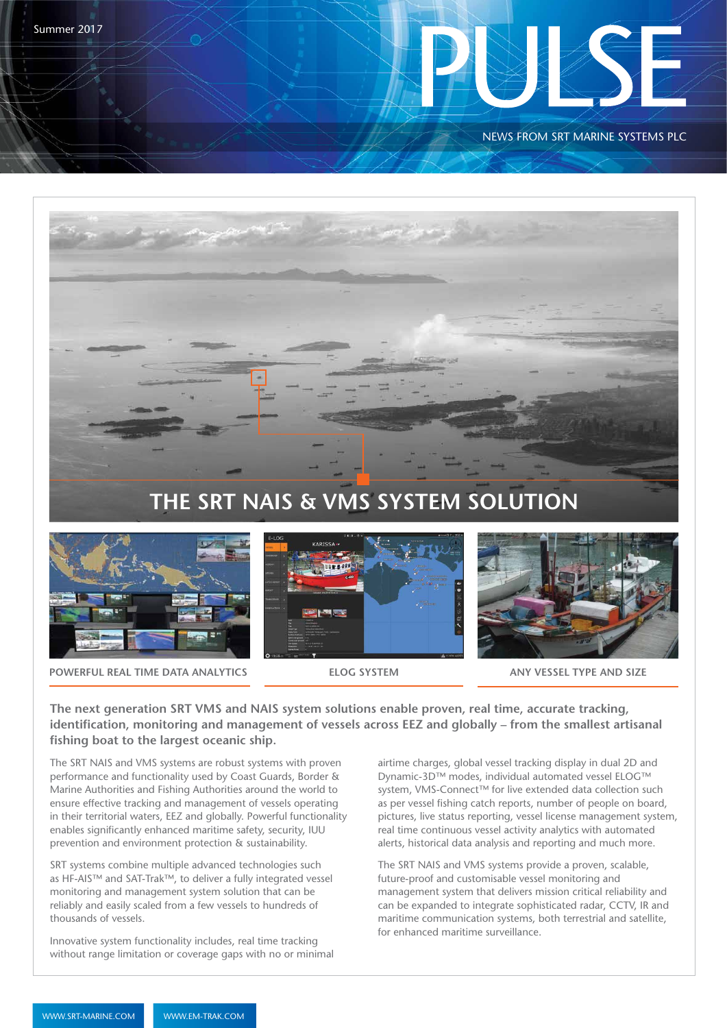Summer 2017

# PULSE

NEWS FROM SRT MARINE SYSTEMS PLC

## THE SRT NAIS & VMS SYSTEM SOLUTION

POWERFUL REAL TIME DATA ANALYTICS

ELOG SYSTEM

ANY VESSEL TYPE AND SIZE

**The next generation SRT VMS and NAIS system solutions enable proven, real time, accurate tracking, identification, monitoring and management of vessels across EEZ and globally – from the smallest artisanal fishing boat to the largest oceanic ship.**

The SRT NAIS and VMS systems are robust systems with proven performance and functionality used by Coast Guards, Border & Marine Authorities and Fishing Authorities around the world to ensure effective tracking and management of vessels operating in their territorial waters, EEZ and globally. Powerful functionality enables significantly enhanced maritime safety, security, IUU prevention and environment protection & sustainability.

SRT systems combine multiple advanced technologies such as HF-AIS™ and SAT-Trak™, to deliver a fully integrated vessel monitoring and management system solution that can be reliably and easily scaled from a few vessels to hundreds of thousands of vessels.

Innovative system functionality includes, real time tracking without range limitation or coverage gaps with no or minimal airtime charges, global vessel tracking display in dual 2D and Dynamic-3D™ modes, individual automated vessel ELOG™ system, VMS-Connect™ for live extended data collection such as per vessel fishing catch reports, number of people on board, pictures, live status reporting, vessel license management system, real time continuous vessel activity analytics with automated alerts, historical data analysis and reporting and much more.

The SRT NAIS and VMS systems provide a proven, scalable, future-proof and customisable vessel monitoring and management system that delivers mission critical reliability and can be expanded to integrate sophisticated radar, CCTV, IR and maritime communication systems, both terrestrial and satellite, for enhanced maritime surveillance.

WWW.SRT-MARINE.COM

WWW.EM-TRAK.COM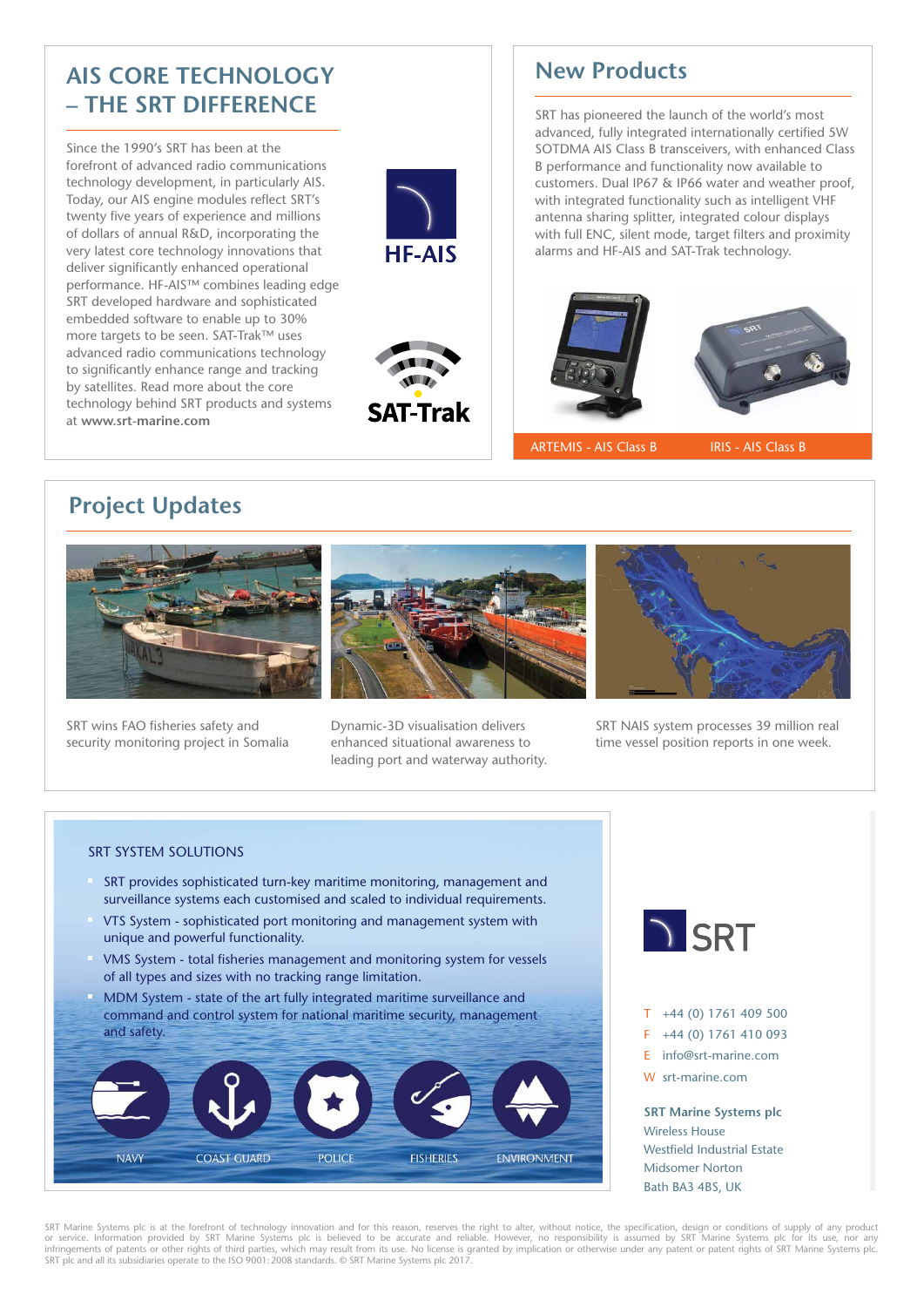## AIS CORE TECHNOLOGY – THE SRT DIFFERENCE

Since the 1990's SRT has been at the forefront of advanced radio communications technology development, in particularly AIS. Today, our AIS engine modules reflect SRT's twenty five years of experience and millions of dollars of annual R&D, incorporating the very latest core technology innovations that deliver significantly enhanced operational performance. HF-AIS™ combines leading edge SRT developed hardware and sophisticated embedded software to enable up to 30% more targets to be seen. SAT-Trak™ uses advanced radio communications technology to significantly enhance range and tracking by satellites. Read more about the core technology behind SRT products and systems at **www.srt-marine.com**

HF-AIS

SAT-Trak

## New Products

SRT has pioneered the launch of the world's most advanced, fully integrated internationally certified 5W SOTDMA AIS Class B transceivers, with enhanced Class B performance and functionality now available to customers. Dual IP67 & IP66 water and weather proof, with integrated functionality such as intelligent VHF antenna sharing splitter, integrated colour displays with full ENC, silent mode, target filters and proximity alarms and HF-AIS and SAT-Trak technology.

ARTEMIS - AIS Class B

IRIS - AIS Class B

## Project Updates

SRT wins FAO fisheries safety and security monitoring project in Somalia

Dynamic-3D visualisation delivers enhanced situational awareness to leading port and waterway authority.

SRT NAIS system processes 39 million real time vessel position reports in one week.

### SRT SYSTEM SOLUTIONS

- SRT provides sophisticated turn-key maritime monitoring, management and surveillance systems each customised and scaled to individual requirements.
- VTS System - sophisticated port monitoring and management system with unique and powerful functionality.
- VMS System - total fisheries management and monitoring system for vessels of all types and sizes with no tracking range limitation.
- MDM System - state of the art fully integrated maritime surveillance and command and control system for national maritime security, management and safety.

NAVY

COAST GUARD

POLICE

FISHERIES

ENVIRONMENT

SRT

T +44 (0) 1761 409 500
F +44 (0) 1761 410 093
E info@srt-marine.com
W srt-marine.com

**SRT Marine Systems plc**
Wireless House
Westfield Industrial Estate
Midsomer Norton
Bath BA3 4BS, UK

SRT Marine Systems plc is at the forefront of technology innovation and for this reason, reserves the right to alter, without notice, the specification, design or conditions of supply of any product or service. Information provided by SRT Marine Systems plc is believed to be accurate and reliable. However, no responsibility is assumed by SRT Marine Systems plc for its use, nor any infringements of patents or other rights of third parties, which may result from its use. No license is granted by implication or otherwise under any patent or patent rights of SRT Marine Systems plc. SRT plc and all its subsidiaries operate to the ISO 9001:2008 standards. © SRT Marine Systems plc 2017.